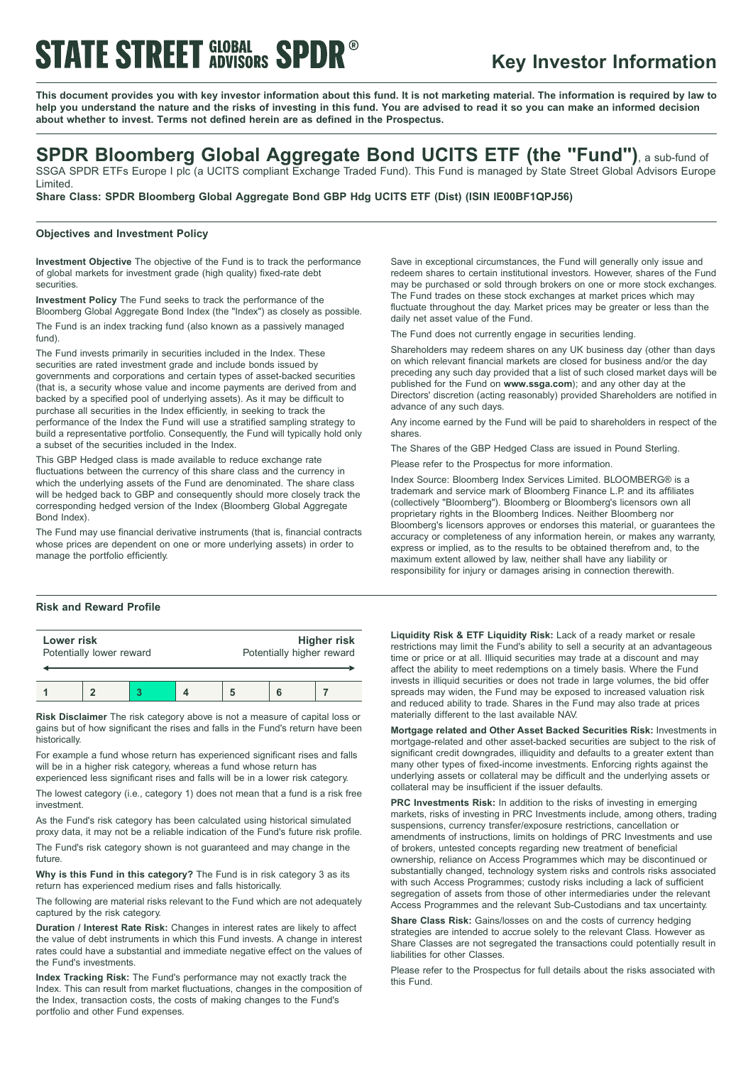STATE STREET GLOBAL ADVISORS SPDR®

# Key Investor Information

**This document provides you with key investor information about this fund. It is not marketing material. The information is required by law to help you understand the nature and the risks of investing in this fund. You are advised to read it so you can make an informed decision about whether to invest. Terms not defined herein are as defined in the Prospectus.**

## SPDR Bloomberg Global Aggregate Bond UCITS ETF (the "Fund"), a sub-fund of SSGA SPDR ETFs Europe I plc (a UCITS compliant Exchange Traded Fund). This Fund is managed by State Street Global Advisors Europe Limited.

**Share Class: SPDR Bloomberg Global Aggregate Bond GBP Hdg UCITS ETF (Dist) (ISIN IE00BF1QPJ56)**

### Objectives and Investment Policy

**Investment Objective** The objective of the Fund is to track the performance of global markets for investment grade (high quality) fixed-rate debt securities.

**Investment Policy** The Fund seeks to track the performance of the Bloomberg Global Aggregate Bond Index (the "Index") as closely as possible.

The Fund is an index tracking fund (also known as a passively managed fund).

The Fund invests primarily in securities included in the Index. These securities are rated investment grade and include bonds issued by governments and corporations and certain types of asset-backed securities (that is, a security whose value and income payments are derived from and backed by a specified pool of underlying assets). As it may be difficult to purchase all securities in the Index efficiently, in seeking to track the performance of the Index the Fund will use a stratified sampling strategy to build a representative portfolio. Consequently, the Fund will typically hold only a subset of the securities included in the Index.

This GBP Hedged class is made available to reduce exchange rate fluctuations between the currency of this share class and the currency in which the underlying assets of the Fund are denominated. The share class will be hedged back to GBP and consequently should more closely track the corresponding hedged version of the Index (Bloomberg Global Aggregate Bond Index).

The Fund may use financial derivative instruments (that is, financial contracts whose prices are dependent on one or more underlying assets) in order to manage the portfolio efficiently.

Save in exceptional circumstances, the Fund will generally only issue and redeem shares to certain institutional investors. However, shares of the Fund may be purchased or sold through brokers on one or more stock exchanges. The Fund trades on these stock exchanges at market prices which may fluctuate throughout the day. Market prices may be greater or less than the daily net asset value of the Fund.

The Fund does not currently engage in securities lending.

Shareholders may redeem shares on any UK business day (other than days on which relevant financial markets are closed for business and/or the day preceding any such day provided that a list of such closed market days will be published for the Fund on **www.ssga.com**); and any other day at the Directors' discretion (acting reasonably) provided Shareholders are notified in advance of any such days.

Any income earned by the Fund will be paid to shareholders in respect of the shares.

The Shares of the GBP Hedged Class are issued in Pound Sterling.

Please refer to the Prospectus for more information.

Index Source: Bloomberg Index Services Limited. BLOOMBERG® is a trademark and service mark of Bloomberg Finance L.P. and its affiliates (collectively "Bloomberg"). Bloomberg or Bloomberg's licensors own all proprietary rights in the Bloomberg Indices. Neither Bloomberg nor Bloomberg's licensors approves or endorses this material, or guarantees the accuracy or completeness of any information herein, or makes any warranty, express or implied, as to the results to be obtained therefrom and, to the maximum extent allowed by law, neither shall have any liability or responsibility for injury or damages arising in connection therewith.

### Risk and Reward Profile

| **Lower risk** Potentially lower reward | | | | | | **Higher risk** Potentially higher reward |
|---|---|---|---|---|---|---|
| 1 | 2 | **3** | 4 | 5 | 6 | 7 |

**Risk Disclaimer** The risk category above is not a measure of capital loss or gains but of how significant the rises and falls in the Fund's return have been historically.

For example a fund whose return has experienced significant rises and falls will be in a higher risk category, whereas a fund whose return has experienced less significant rises and falls will be in a lower risk category.

The lowest category (i.e., category 1) does not mean that a fund is a risk free investment.

As the Fund's risk category has been calculated using historical simulated proxy data, it may not be a reliable indication of the Fund's future risk profile.

The Fund's risk category shown is not guaranteed and may change in the future.

**Why is this Fund in this category?** The Fund is in risk category 3 as its return has experienced medium rises and falls historically.

The following are material risks relevant to the Fund which are not adequately captured by the risk category.

**Duration / Interest Rate Risk:** Changes in interest rates are likely to affect the value of debt instruments in which this Fund invests. A change in interest rates could have a substantial and immediate negative effect on the values of the Fund's investments.

**Index Tracking Risk:** The Fund's performance may not exactly track the Index. This can result from market fluctuations, changes in the composition of the Index, transaction costs, the costs of making changes to the Fund's portfolio and other Fund expenses.

**Liquidity Risk & ETF Liquidity Risk:** Lack of a ready market or resale restrictions may limit the Fund's ability to sell a security at an advantageous time or price or at all. Illiquid securities may trade at a discount and may affect the ability to meet redemptions on a timely basis. Where the Fund invests in illiquid securities or does not trade in large volumes, the bid offer spreads may widen, the Fund may be exposed to increased valuation risk and reduced ability to trade. Shares in the Fund may also trade at prices materially different to the last available NAV.

**Mortgage related and Other Asset Backed Securities Risk:** Investments in mortgage-related and other asset-backed securities are subject to the risk of significant credit downgrades, illiquidity and defaults to a greater extent than many other types of fixed-income investments. Enforcing rights against the underlying assets or collateral may be difficult and the underlying assets or collateral may be insufficient if the issuer defaults.

**PRC Investments Risk:** In addition to the risks of investing in emerging markets, risks of investing in PRC Investments include, among others, trading suspensions, currency transfer/exposure restrictions, cancellation or amendments of instructions, limits on holdings of PRC Investments and use of brokers, untested concepts regarding new treatment of beneficial ownership, reliance on Access Programmes which may be discontinued or substantially changed, technology system risks and controls risks associated with such Access Programmes; custody risks including a lack of sufficient segregation of assets from those of other intermediaries under the relevant Access Programmes and the relevant Sub-Custodians and tax uncertainty.

**Share Class Risk:** Gains/losses on and the costs of currency hedging strategies are intended to accrue solely to the relevant Class. However as Share Classes are not segregated the transactions could potentially result in liabilities for other Classes.

Please refer to the Prospectus for full details about the risks associated with this Fund.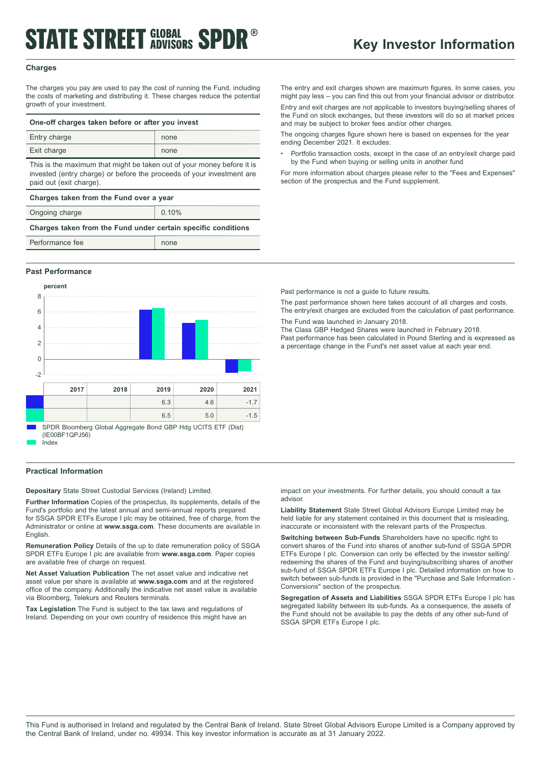## Charges

The charges you pay are used to pay the cost of running the Fund, including the costs of marketing and distributing it. These charges reduce the potential growth of your investment.

| One-off charges taken before or after you invest | |
|---|---|
| Entry charge | none |
| Exit charge | none |

This is the maximum that might be taken out of your money before it is invested (entry charge) or before the proceeds of your investment are paid out (exit charge).

| Charges taken from the Fund over a year | |
|---|---|
| Ongoing charge | 0.10% |

| Charges taken from the Fund under certain specific conditions | |
|---|---|
| Performance fee | none |

The entry and exit charges shown are maximum figures. In some cases, you might pay less – you can find this out from your financial advisor or distributor.

Entry and exit charges are not applicable to investors buying/selling shares of the Fund on stock exchanges, but these investors will do so at market prices and may be subject to broker fees and/or other charges.

The ongoing charges figure shown here is based on expenses for the year ending December 2021. It excludes:

- Portfolio transaction costs, except in the case of an entry/exit charge paid by the Fund when buying or selling units in another fund

For more information about charges please refer to the "Fees and Expenses" section of the prospectus and the Fund supplement.

## Past Performance

percent

8
6
4
2
0
-2

2017 2018 2019 2020 2021

6.3 4.6 -1.7

6.5 5.0 -1.5

SPDR Bloomberg Global Aggregate Bond GBP Hdg UCITS ETF (Dist) (IE00BF1QPJ56)

Index

Past performance is not a guide to future results.

The past performance shown here takes account of all charges and costs. The entry/exit charges are excluded from the calculation of past performance.

The Fund was launched in January 2018.
The Class GBP Hedged Shares were launched in February 2018.
Past performance has been calculated in Pound Sterling and is expressed as a percentage change in the Fund's net asset value at each year end.

## Practical Information

**Depositary** State Street Custodial Services (Ireland) Limited.

**Further Information** Copies of the prospectus, its supplements, details of the Fund's portfolio and the latest annual and semi-annual reports prepared for SSGA SPDR ETFs Europe I plc may be obtained, free of charge, from the Administrator or online at **www.ssga.com**. These documents are available in English.

**Remuneration Policy** Details of the up to date remuneration policy of SSGA SPDR ETFs Europe I plc are available from **www.ssga.com**. Paper copies are available free of charge on request.

**Net Asset Valuation Publication** The net asset value and indicative net asset value per share is available at **www.ssga.com** and at the registered office of the company. Additionally the indicative net asset value is available via Bloomberg, Telekurs and Reuters terminals.

**Tax Legislation** The Fund is subject to the tax laws and regulations of Ireland. Depending on your own country of residence this might have an impact on your investments. For further details, you should consult a tax advisor.

**Liability Statement** State Street Global Advisors Europe Limited may be held liable for any statement contained in this document that is misleading, inaccurate or inconsistent with the relevant parts of the Prospectus.

**Switching between Sub-Funds** Shareholders have no specific right to convert shares of the Fund into shares of another sub-fund of SSGA SPDR ETFs Europe I plc. Conversion can only be effected by the investor selling/redeeming the shares of the Fund and buying/subscribing shares of another sub-fund of SSGA SPDR ETFs Europe I plc. Detailed information on how to switch between sub-funds is provided in the "Purchase and Sale Information - Conversions" section of the prospectus.

**Segregation of Assets and Liabilities** SSGA SPDR ETFs Europe I plc has segregated liability between its sub-funds. As a consequence, the assets of the Fund should not be available to pay the debts of any other sub-fund of SSGA SPDR ETFs Europe I plc.

This Fund is authorised in Ireland and regulated by the Central Bank of Ireland. State Street Global Advisors Europe Limited is a Company approved by the Central Bank of Ireland, under no. 49934. This key investor information is accurate as at 31 January 2022.